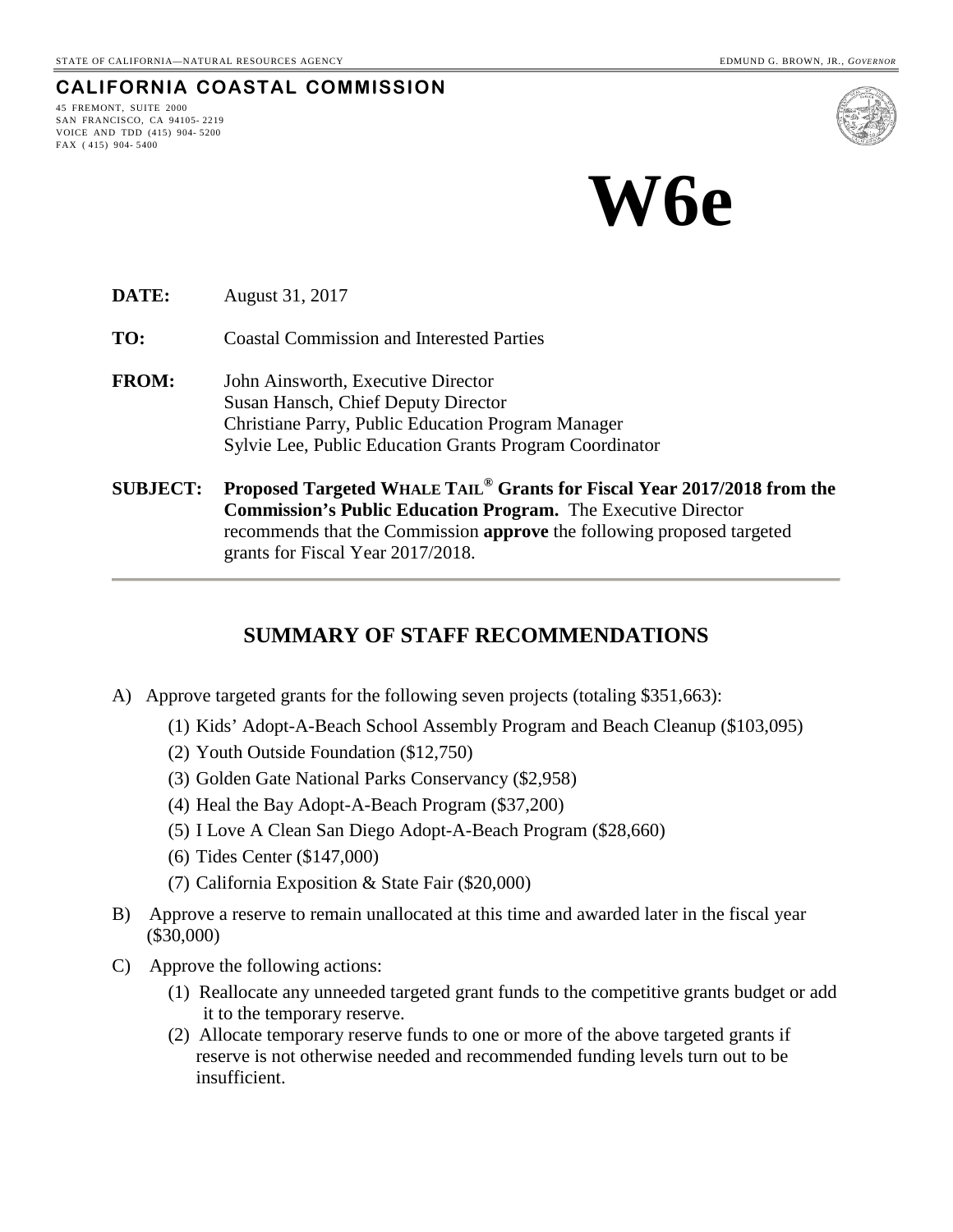STATE OF CALIFORNIA—NATURAL RESOURCES AGENCY EDMUND G. BROWN, JR., *GOVERNOR*

**CALIFORNIA COASTAL COMMISSION**

45 FREMONT, SUITE 2000
SAN FRANCISCO, CA 94105-2219
VOICE AND TDD (415) 904-5200
FAX (415) 904-5400

# W6e

**DATE:** August 31, 2017

**TO:** Coastal Commission and Interested Parties

**FROM:** John Ainsworth, Executive Director
Susan Hansch, Chief Deputy Director
Christiane Parry, Public Education Program Manager
Sylvie Lee, Public Education Grants Program Coordinator

**SUBJECT:** **Proposed Targeted WHALE TAIL® Grants for Fiscal Year 2017/2018 from the Commission's Public Education Program.** The Executive Director recommends that the Commission **approve** the following proposed targeted grants for Fiscal Year 2017/2018.

---

## SUMMARY OF STAFF RECOMMENDATIONS

A) Approve targeted grants for the following seven projects (totaling $351,663):

(1) Kids' Adopt-A-Beach School Assembly Program and Beach Cleanup ($103,095)
(2) Youth Outside Foundation ($12,750)
(3) Golden Gate National Parks Conservancy ($2,958)
(4) Heal the Bay Adopt-A-Beach Program ($37,200)
(5) I Love A Clean San Diego Adopt-A-Beach Program ($28,660)
(6) Tides Center ($147,000)
(7) California Exposition & State Fair ($20,000)

B) Approve a reserve to remain unallocated at this time and awarded later in the fiscal year ($30,000)

C) Approve the following actions:

(1) Reallocate any unneeded targeted grant funds to the competitive grants budget or add it to the temporary reserve.
(2) Allocate temporary reserve funds to one or more of the above targeted grants if reserve is not otherwise needed and recommended funding levels turn out to be insufficient.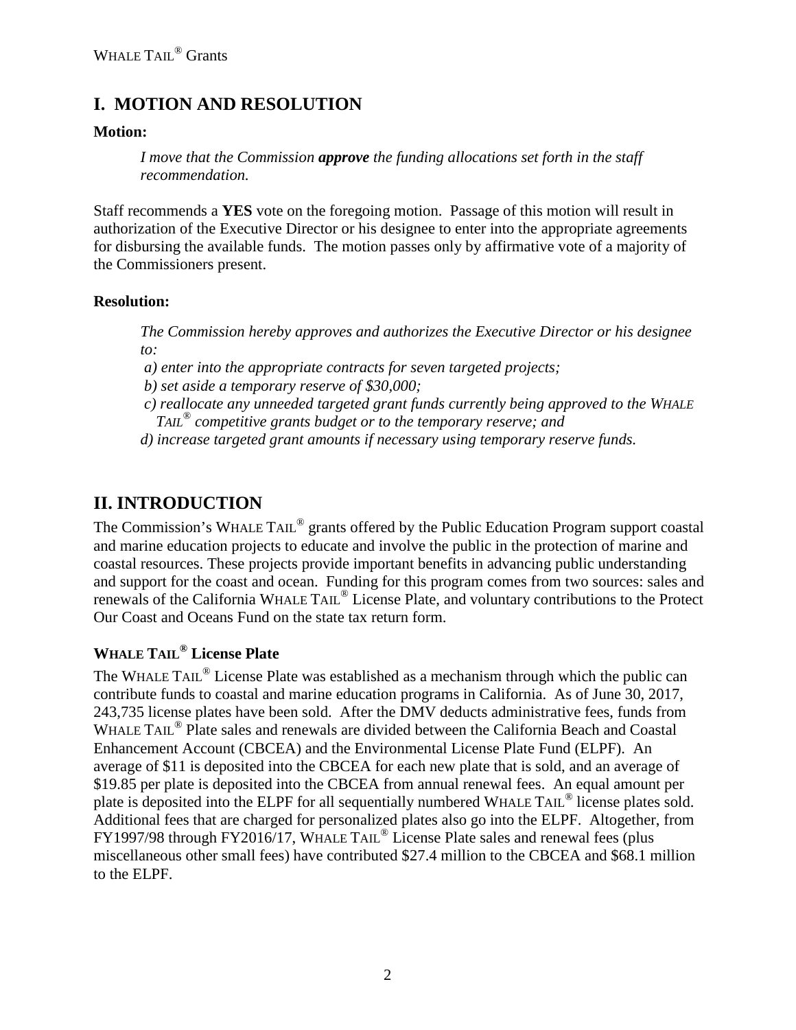## I. MOTION AND RESOLUTION

**Motion:**

*I move that the Commission **approve** the funding allocations set forth in the staff recommendation.*

Staff recommends a **YES** vote on the foregoing motion. Passage of this motion will result in authorization of the Executive Director or his designee to enter into the appropriate agreements for disbursing the available funds. The motion passes only by affirmative vote of a majority of the Commissioners present.

**Resolution:**

*The Commission hereby approves and authorizes the Executive Director or his designee to:*

*a) enter into the appropriate contracts for seven targeted projects;*

*b) set aside a temporary reserve of $30,000;*

*c) reallocate any unneeded targeted grant funds currently being approved to the WHALE TAIL® competitive grants budget or to the temporary reserve; and*

*d) increase targeted grant amounts if necessary using temporary reserve funds.*

## II. INTRODUCTION

The Commission's WHALE TAIL® grants offered by the Public Education Program support coastal and marine education projects to educate and involve the public in the protection of marine and coastal resources. These projects provide important benefits in advancing public understanding and support for the coast and ocean. Funding for this program comes from two sources: sales and renewals of the California WHALE TAIL® License Plate, and voluntary contributions to the Protect Our Coast and Oceans Fund on the state tax return form.

### WHALE TAIL® License Plate

The WHALE TAIL® License Plate was established as a mechanism through which the public can contribute funds to coastal and marine education programs in California. As of June 30, 2017, 243,735 license plates have been sold. After the DMV deducts administrative fees, funds from WHALE TAIL® Plate sales and renewals are divided between the California Beach and Coastal Enhancement Account (CBCEA) and the Environmental License Plate Fund (ELPF). An average of $11 is deposited into the CBCEA for each new plate that is sold, and an average of $19.85 per plate is deposited into the CBCEA from annual renewal fees. An equal amount per plate is deposited into the ELPF for all sequentially numbered WHALE TAIL® license plates sold. Additional fees that are charged for personalized plates also go into the ELPF. Altogether, from FY1997/98 through FY2016/17, WHALE TAIL® License Plate sales and renewal fees (plus miscellaneous other small fees) have contributed $27.4 million to the CBCEA and $68.1 million to the ELPF.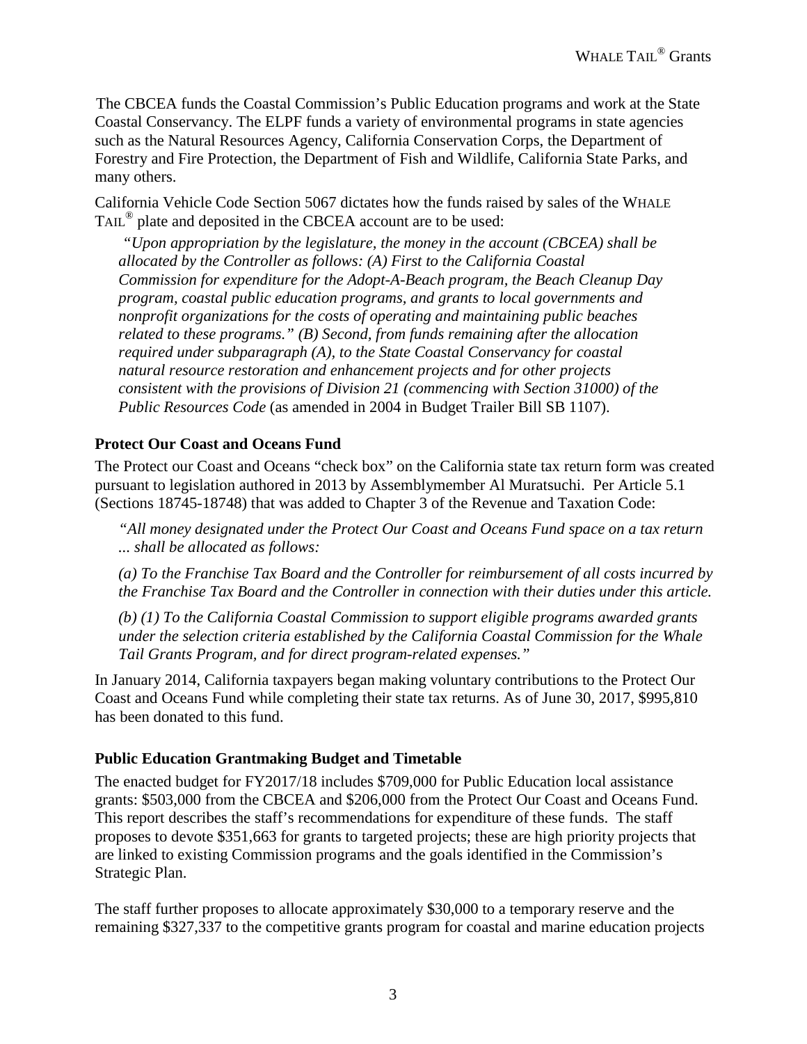The CBCEA funds the Coastal Commission's Public Education programs and work at the State Coastal Conservancy. The ELPF funds a variety of environmental programs in state agencies such as the Natural Resources Agency, California Conservation Corps, the Department of Forestry and Fire Protection, the Department of Fish and Wildlife, California State Parks, and many others.

California Vehicle Code Section 5067 dictates how the funds raised by sales of the WHALE TAIL® plate and deposited in the CBCEA account are to be used:

> *"Upon appropriation by the legislature, the money in the account (CBCEA) shall be allocated by the Controller as follows: (A) First to the California Coastal Commission for expenditure for the Adopt-A-Beach program, the Beach Cleanup Day program, coastal public education programs, and grants to local governments and nonprofit organizations for the costs of operating and maintaining public beaches related to these programs." (B) Second, from funds remaining after the allocation required under subparagraph (A), to the State Coastal Conservancy for coastal natural resource restoration and enhancement projects and for other projects consistent with the provisions of Division 21 (commencing with Section 31000) of the Public Resources Code* (as amended in 2004 in Budget Trailer Bill SB 1107).

**Protect Our Coast and Oceans Fund**

The Protect our Coast and Oceans "check box" on the California state tax return form was created pursuant to legislation authored in 2013 by Assemblymember Al Muratsuchi. Per Article 5.1 (Sections 18745-18748) that was added to Chapter 3 of the Revenue and Taxation Code:

> *"All money designated under the Protect Our Coast and Oceans Fund space on a tax return ... shall be allocated as follows:*
>
> *(a) To the Franchise Tax Board and the Controller for reimbursement of all costs incurred by the Franchise Tax Board and the Controller in connection with their duties under this article.*
>
> *(b) (1) To the California Coastal Commission to support eligible programs awarded grants under the selection criteria established by the California Coastal Commission for the Whale Tail Grants Program, and for direct program-related expenses."*

In January 2014, California taxpayers began making voluntary contributions to the Protect Our Coast and Oceans Fund while completing their state tax returns. As of June 30, 2017, $995,810 has been donated to this fund.

**Public Education Grantmaking Budget and Timetable**

The enacted budget for FY2017/18 includes $709,000 for Public Education local assistance grants: $503,000 from the CBCEA and $206,000 from the Protect Our Coast and Oceans Fund. This report describes the staff's recommendations for expenditure of these funds. The staff proposes to devote $351,663 for grants to targeted projects; these are high priority projects that are linked to existing Commission programs and the goals identified in the Commission's Strategic Plan.

The staff further proposes to allocate approximately $30,000 to a temporary reserve and the remaining $327,337 to the competitive grants program for coastal and marine education projects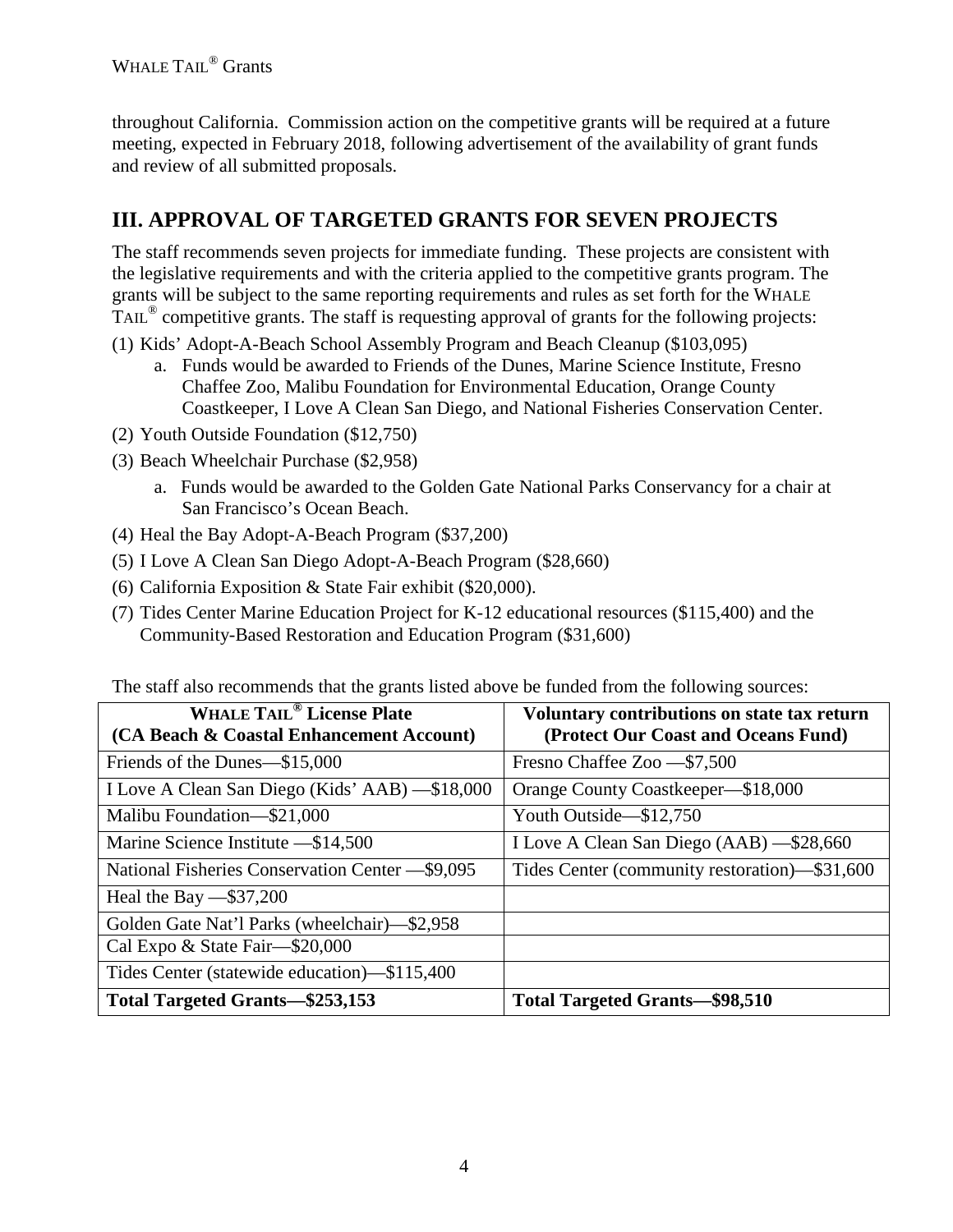throughout California. Commission action on the competitive grants will be required at a future meeting, expected in February 2018, following advertisement of the availability of grant funds and review of all submitted proposals.

## III. APPROVAL OF TARGETED GRANTS FOR SEVEN PROJECTS

The staff recommends seven projects for immediate funding. These projects are consistent with the legislative requirements and with the criteria applied to the competitive grants program. The grants will be subject to the same reporting requirements and rules as set forth for the WHALE TAIL® competitive grants. The staff is requesting approval of grants for the following projects:

(1) Kids' Adopt-A-Beach School Assembly Program and Beach Cleanup ($103,095)
   a. Funds would be awarded to Friends of the Dunes, Marine Science Institute, Fresno Chaffee Zoo, Malibu Foundation for Environmental Education, Orange County Coastkeeper, I Love A Clean San Diego, and National Fisheries Conservation Center.

(2) Youth Outside Foundation ($12,750)

(3) Beach Wheelchair Purchase ($2,958)
   a. Funds would be awarded to the Golden Gate National Parks Conservancy for a chair at San Francisco's Ocean Beach.

(4) Heal the Bay Adopt-A-Beach Program ($37,200)

(5) I Love A Clean San Diego Adopt-A-Beach Program ($28,660)

(6) California Exposition & State Fair exhibit ($20,000).

(7) Tides Center Marine Education Project for K-12 educational resources ($115,400) and the Community-Based Restoration and Education Program ($31,600)

The staff also recommends that the grants listed above be funded from the following sources:

| WHALE TAIL® License Plate (CA Beach & Coastal Enhancement Account) | Voluntary contributions on state tax return (Protect Our Coast and Oceans Fund) |
|---|---|
| Friends of the Dunes—$15,000 | Fresno Chaffee Zoo —$7,500 |
| I Love A Clean San Diego (Kids' AAB) —$18,000 | Orange County Coastkeeper—$18,000 |
| Malibu Foundation—$21,000 | Youth Outside—$12,750 |
| Marine Science Institute —$14,500 | I Love A Clean San Diego (AAB) —$28,660 |
| National Fisheries Conservation Center —$9,095 | Tides Center (community restoration)—$31,600 |
| Heal the Bay —$37,200 | |
| Golden Gate Nat'l Parks (wheelchair)—$2,958 | |
| Cal Expo & State Fair—$20,000 | |
| Tides Center (statewide education)—$115,400 | |
| **Total Targeted Grants—$253,153** | **Total Targeted Grants—$98,510** |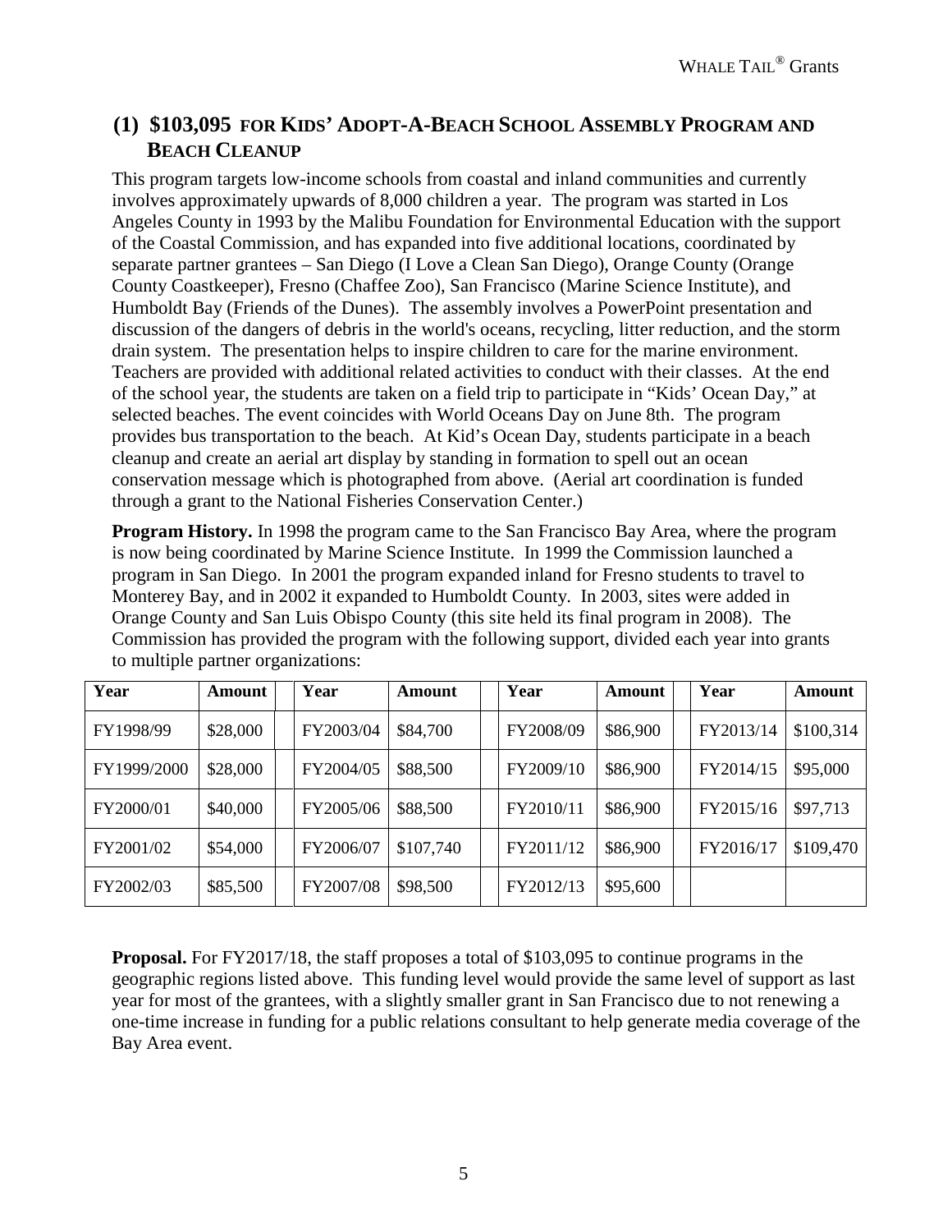## (1) $103,095 FOR KIDS' ADOPT-A-BEACH SCHOOL ASSEMBLY PROGRAM AND BEACH CLEANUP

This program targets low-income schools from coastal and inland communities and currently involves approximately upwards of 8,000 children a year. The program was started in Los Angeles County in 1993 by the Malibu Foundation for Environmental Education with the support of the Coastal Commission, and has expanded into five additional locations, coordinated by separate partner grantees – San Diego (I Love a Clean San Diego), Orange County (Orange County Coastkeeper), Fresno (Chaffee Zoo), San Francisco (Marine Science Institute), and Humboldt Bay (Friends of the Dunes). The assembly involves a PowerPoint presentation and discussion of the dangers of debris in the world's oceans, recycling, litter reduction, and the storm drain system. The presentation helps to inspire children to care for the marine environment. Teachers are provided with additional related activities to conduct with their classes. At the end of the school year, the students are taken on a field trip to participate in "Kids' Ocean Day," at selected beaches. The event coincides with World Oceans Day on June 8th. The program provides bus transportation to the beach. At Kid's Ocean Day, students participate in a beach cleanup and create an aerial art display by standing in formation to spell out an ocean conservation message which is photographed from above. (Aerial art coordination is funded through a grant to the National Fisheries Conservation Center.)

**Program History.** In 1998 the program came to the San Francisco Bay Area, where the program is now being coordinated by Marine Science Institute. In 1999 the Commission launched a program in San Diego. In 2001 the program expanded inland for Fresno students to travel to Monterey Bay, and in 2002 it expanded to Humboldt County. In 2003, sites were added in Orange County and San Luis Obispo County (this site held its final program in 2008). The Commission has provided the program with the following support, divided each year into grants to multiple partner organizations:

| Year | Amount | Year | Amount | Year | Amount | Year | Amount |
|---|---|---|---|---|---|---|---|
| FY1998/99 | $28,000 | FY2003/04 | $84,700 | FY2008/09 | $86,900 | FY2013/14 | $100,314 |
| FY1999/2000 | $28,000 | FY2004/05 | $88,500 | FY2009/10 | $86,900 | FY2014/15 | $95,000 |
| FY2000/01 | $40,000 | FY2005/06 | $88,500 | FY2010/11 | $86,900 | FY2015/16 | $97,713 |
| FY2001/02 | $54,000 | FY2006/07 | $107,740 | FY2011/12 | $86,900 | FY2016/17 | $109,470 |
| FY2002/03 | $85,500 | FY2007/08 | $98,500 | FY2012/13 | $95,600 | | |

**Proposal.** For FY2017/18, the staff proposes a total of $103,095 to continue programs in the geographic regions listed above. This funding level would provide the same level of support as last year for most of the grantees, with a slightly smaller grant in San Francisco due to not renewing a one-time increase in funding for a public relations consultant to help generate media coverage of the Bay Area event.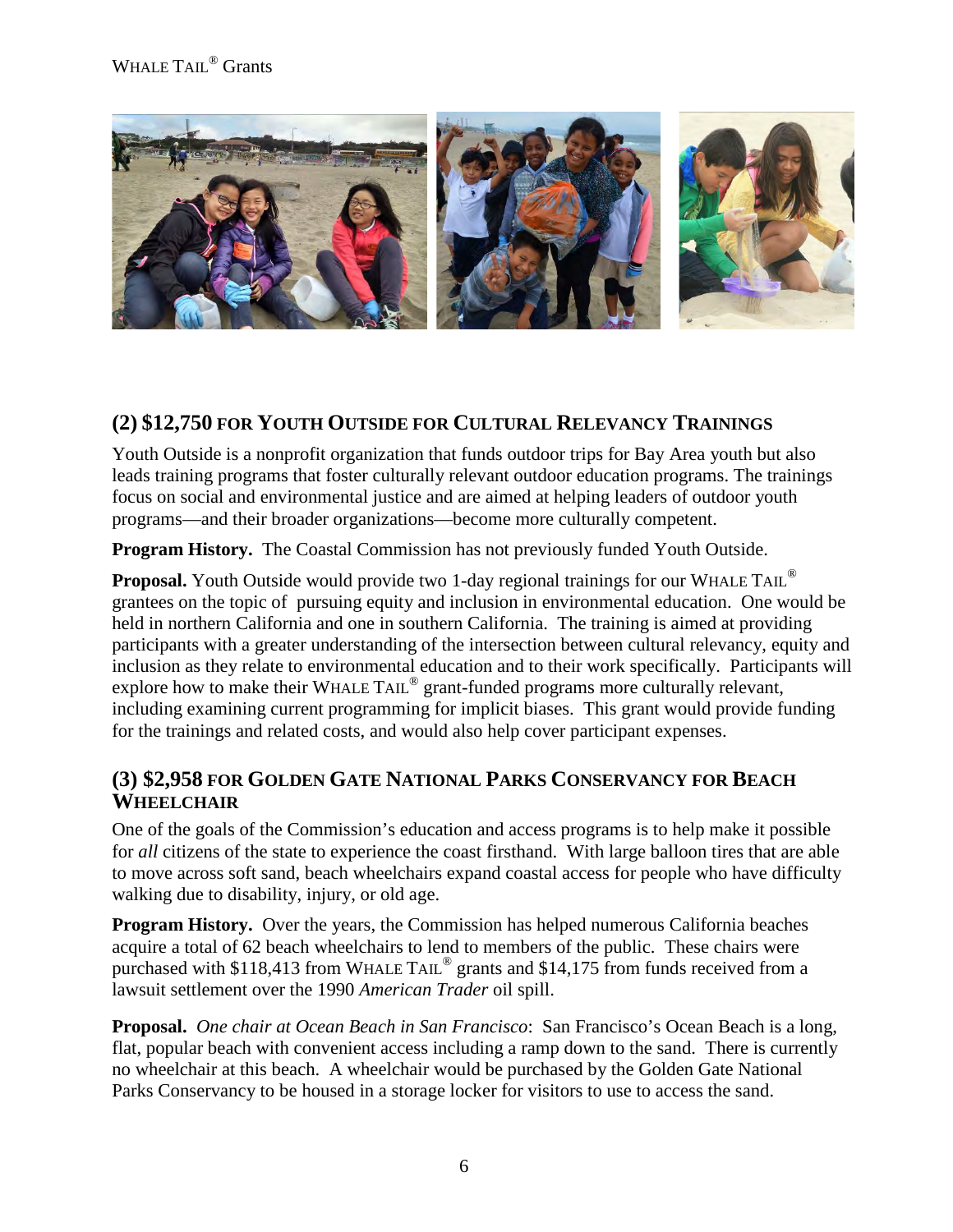## (2) $12,750 FOR YOUTH OUTSIDE FOR CULTURAL RELEVANCY TRAININGS

Youth Outside is a nonprofit organization that funds outdoor trips for Bay Area youth but also leads training programs that foster culturally relevant outdoor education programs. The trainings focus on social and environmental justice and are aimed at helping leaders of outdoor youth programs—and their broader organizations—become more culturally competent.

**Program History.** The Coastal Commission has not previously funded Youth Outside.

**Proposal.** Youth Outside would provide two 1-day regional trainings for our WHALE TAIL® grantees on the topic of pursuing equity and inclusion in environmental education. One would be held in northern California and one in southern California. The training is aimed at providing participants with a greater understanding of the intersection between cultural relevancy, equity and inclusion as they relate to environmental education and to their work specifically. Participants will explore how to make their WHALE TAIL® grant-funded programs more culturally relevant, including examining current programming for implicit biases. This grant would provide funding for the trainings and related costs, and would also help cover participant expenses.

## (3) $2,958 FOR GOLDEN GATE NATIONAL PARKS CONSERVANCY FOR BEACH WHEELCHAIR

One of the goals of the Commission's education and access programs is to help make it possible for *all* citizens of the state to experience the coast firsthand. With large balloon tires that are able to move across soft sand, beach wheelchairs expand coastal access for people who have difficulty walking due to disability, injury, or old age.

**Program History.** Over the years, the Commission has helped numerous California beaches acquire a total of 62 beach wheelchairs to lend to members of the public. These chairs were purchased with $118,413 from WHALE TAIL® grants and $14,175 from funds received from a lawsuit settlement over the 1990 *American Trader* oil spill.

**Proposal.** *One chair at Ocean Beach in San Francisco*: San Francisco's Ocean Beach is a long, flat, popular beach with convenient access including a ramp down to the sand. There is currently no wheelchair at this beach. A wheelchair would be purchased by the Golden Gate National Parks Conservancy to be housed in a storage locker for visitors to use to access the sand.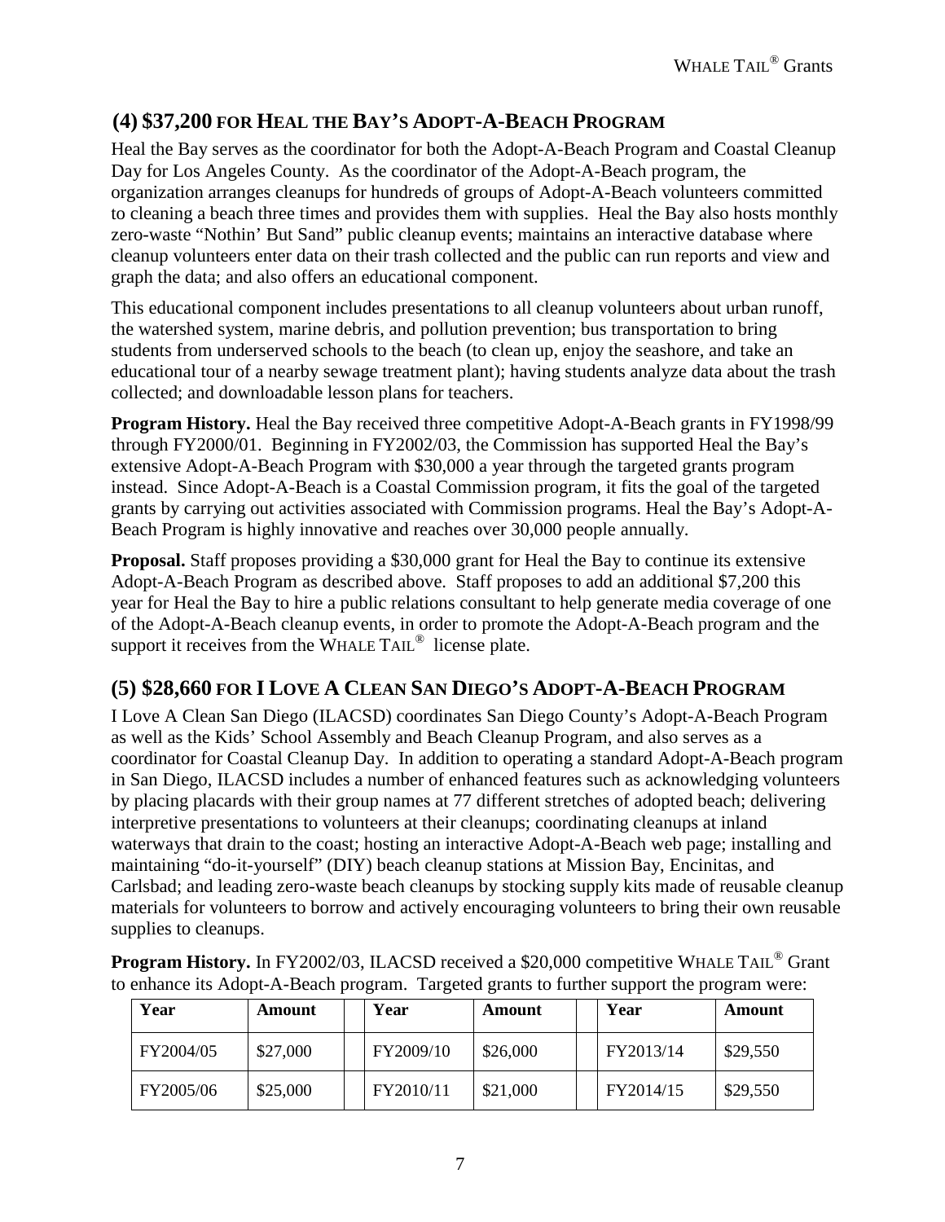## (4) $37,200 for Heal the Bay's Adopt-A-Beach Program

Heal the Bay serves as the coordinator for both the Adopt-A-Beach Program and Coastal Cleanup Day for Los Angeles County. As the coordinator of the Adopt-A-Beach program, the organization arranges cleanups for hundreds of groups of Adopt-A-Beach volunteers committed to cleaning a beach three times and provides them with supplies. Heal the Bay also hosts monthly zero-waste "Nothin' But Sand" public cleanup events; maintains an interactive database where cleanup volunteers enter data on their trash collected and the public can run reports and view and graph the data; and also offers an educational component.

This educational component includes presentations to all cleanup volunteers about urban runoff, the watershed system, marine debris, and pollution prevention; bus transportation to bring students from underserved schools to the beach (to clean up, enjoy the seashore, and take an educational tour of a nearby sewage treatment plant); having students analyze data about the trash collected; and downloadable lesson plans for teachers.

**Program History.** Heal the Bay received three competitive Adopt-A-Beach grants in FY1998/99 through FY2000/01. Beginning in FY2002/03, the Commission has supported Heal the Bay's extensive Adopt-A-Beach Program with $30,000 a year through the targeted grants program instead. Since Adopt-A-Beach is a Coastal Commission program, it fits the goal of the targeted grants by carrying out activities associated with Commission programs. Heal the Bay's Adopt-A-Beach Program is highly innovative and reaches over 30,000 people annually.

**Proposal.** Staff proposes providing a $30,000 grant for Heal the Bay to continue its extensive Adopt-A-Beach Program as described above. Staff proposes to add an additional $7,200 this year for Heal the Bay to hire a public relations consultant to help generate media coverage of one of the Adopt-A-Beach cleanup events, in order to promote the Adopt-A-Beach program and the support it receives from the WHALE TAIL® license plate.

## (5) $28,660 for I Love A Clean San Diego's Adopt-A-Beach Program

I Love A Clean San Diego (ILACSD) coordinates San Diego County's Adopt-A-Beach Program as well as the Kids' School Assembly and Beach Cleanup Program, and also serves as a coordinator for Coastal Cleanup Day. In addition to operating a standard Adopt-A-Beach program in San Diego, ILACSD includes a number of enhanced features such as acknowledging volunteers by placing placards with their group names at 77 different stretches of adopted beach; delivering interpretive presentations to volunteers at their cleanups; coordinating cleanups at inland waterways that drain to the coast; hosting an interactive Adopt-A-Beach web page; installing and maintaining "do-it-yourself" (DIY) beach cleanup stations at Mission Bay, Encinitas, and Carlsbad; and leading zero-waste beach cleanups by stocking supply kits made of reusable cleanup materials for volunteers to borrow and actively encouraging volunteers to bring their own reusable supplies to cleanups.

**Program History.** In FY2002/03, ILACSD received a $20,000 competitive WHALE TAIL® Grant to enhance its Adopt-A-Beach program. Targeted grants to further support the program were:

| Year | Amount | | Year | Amount | | Year | Amount |
|---|---|---|---|---|---|---|---|
| FY2004/05 | $27,000 | | FY2009/10 | $26,000 | | FY2013/14 | $29,550 |
| FY2005/06 | $25,000 | | FY2010/11 | $21,000 | | FY2014/15 | $29,550 |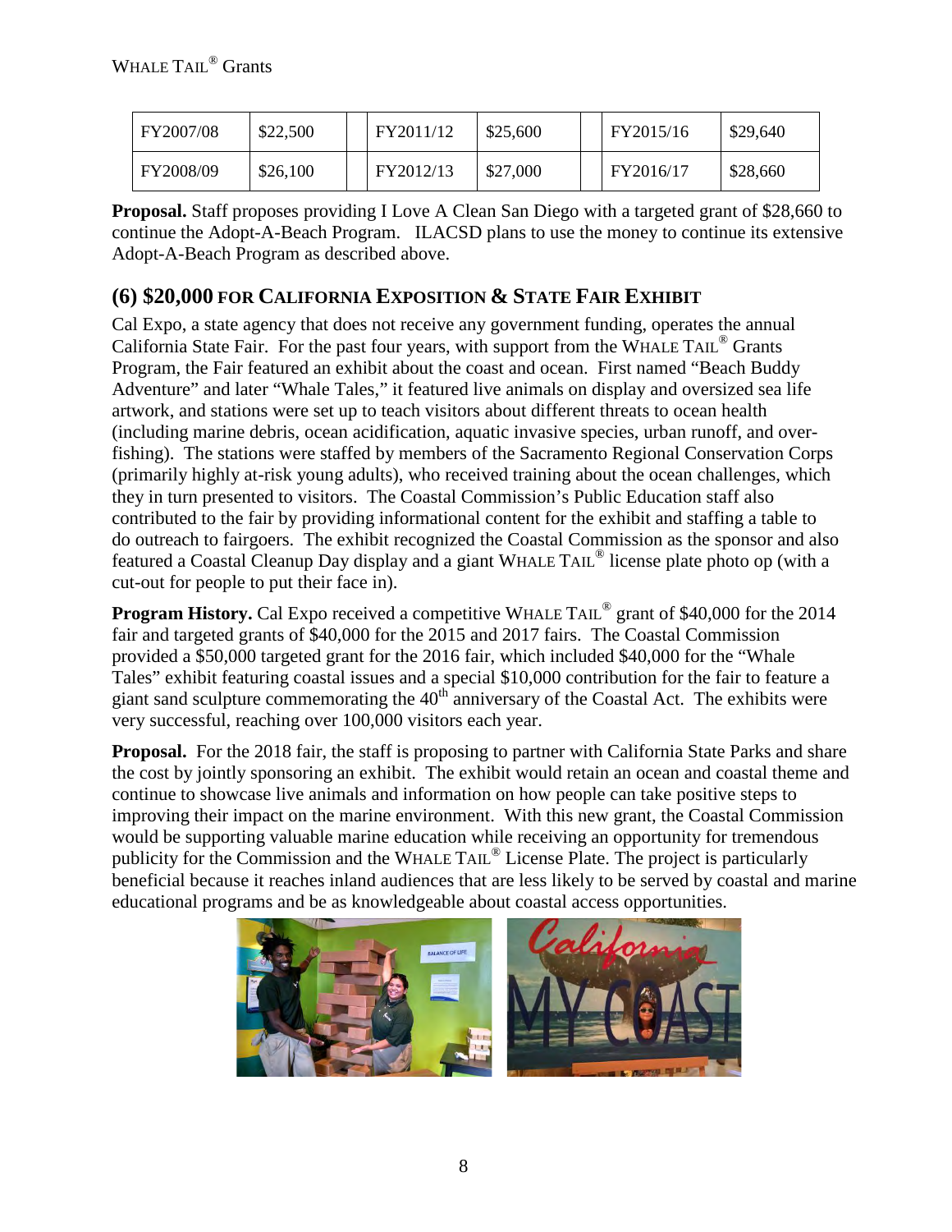| FY2007/08 | $22,500 | | FY2011/12 | $25,600 | | FY2015/16 | $29,640 |
|---|---|---|---|---|---|---|---|
| FY2008/09 | $26,100 | | FY2012/13 | $27,000 | | FY2016/17 | $28,660 |

**Proposal.** Staff proposes providing I Love A Clean San Diego with a targeted grant of $28,660 to continue the Adopt-A-Beach Program. ILACSD plans to use the money to continue its extensive Adopt-A-Beach Program as described above.

## (6) $20,000 FOR CALIFORNIA EXPOSITION & STATE FAIR EXHIBIT

Cal Expo, a state agency that does not receive any government funding, operates the annual California State Fair. For the past four years, with support from the WHALE TAIL® Grants Program, the Fair featured an exhibit about the coast and ocean. First named "Beach Buddy Adventure" and later "Whale Tales," it featured live animals on display and oversized sea life artwork, and stations were set up to teach visitors about different threats to ocean health (including marine debris, ocean acidification, aquatic invasive species, urban runoff, and over-fishing). The stations were staffed by members of the Sacramento Regional Conservation Corps (primarily highly at-risk young adults), who received training about the ocean challenges, which they in turn presented to visitors. The Coastal Commission's Public Education staff also contributed to the fair by providing informational content for the exhibit and staffing a table to do outreach to fairgoers. The exhibit recognized the Coastal Commission as the sponsor and also featured a Coastal Cleanup Day display and a giant WHALE TAIL® license plate photo op (with a cut-out for people to put their face in).

**Program History.** Cal Expo received a competitive WHALE TAIL® grant of $40,000 for the 2014 fair and targeted grants of $40,000 for the 2015 and 2017 fairs. The Coastal Commission provided a $50,000 targeted grant for the 2016 fair, which included $40,000 for the "Whale Tales" exhibit featuring coastal issues and a special $10,000 contribution for the fair to feature a giant sand sculpture commemorating the 40th anniversary of the Coastal Act. The exhibits were very successful, reaching over 100,000 visitors each year.

**Proposal.** For the 2018 fair, the staff is proposing to partner with California State Parks and share the cost by jointly sponsoring an exhibit. The exhibit would retain an ocean and coastal theme and continue to showcase live animals and information on how people can take positive steps to improving their impact on the marine environment. With this new grant, the Coastal Commission would be supporting valuable marine education while receiving an opportunity for tremendous publicity for the Commission and the WHALE TAIL® License Plate. The project is particularly beneficial because it reaches inland audiences that are less likely to be served by coastal and marine educational programs and be as knowledgeable about coastal access opportunities.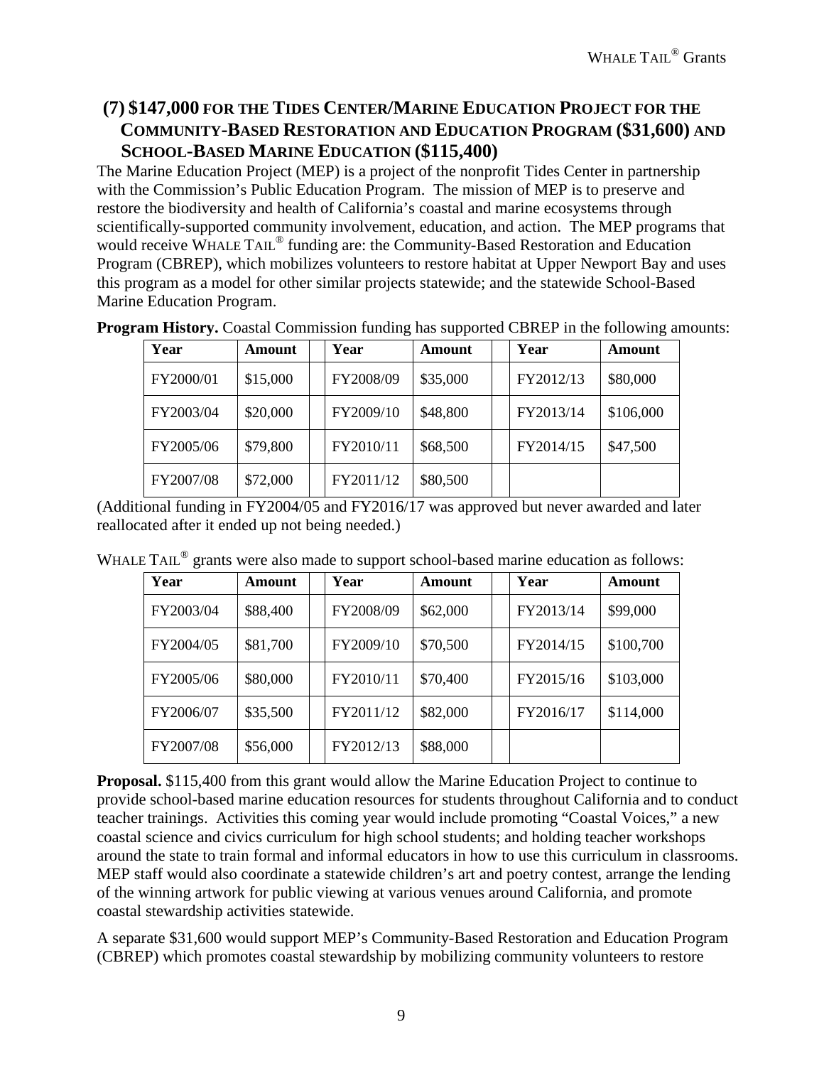## (7) $147,000 FOR THE TIDES CENTER/MARINE EDUCATION PROJECT FOR THE COMMUNITY-BASED RESTORATION AND EDUCATION PROGRAM ($31,600) AND SCHOOL-BASED MARINE EDUCATION ($115,400)

The Marine Education Project (MEP) is a project of the nonprofit Tides Center in partnership with the Commission's Public Education Program. The mission of MEP is to preserve and restore the biodiversity and health of California's coastal and marine ecosystems through scientifically-supported community involvement, education, and action. The MEP programs that would receive WHALE TAIL® funding are: the Community-Based Restoration and Education Program (CBREP), which mobilizes volunteers to restore habitat at Upper Newport Bay and uses this program as a model for other similar projects statewide; and the statewide School-Based Marine Education Program.

**Program History.** Coastal Commission funding has supported CBREP in the following amounts:

| Year | Amount | | Year | Amount | | Year | Amount |
|---|---|---|---|---|---|---|---|
| FY2000/01 | $15,000 | | FY2008/09 | $35,000 | | FY2012/13 | $80,000 |
| FY2003/04 | $20,000 | | FY2009/10 | $48,800 | | FY2013/14 | $106,000 |
| FY2005/06 | $79,800 | | FY2010/11 | $68,500 | | FY2014/15 | $47,500 |
| FY2007/08 | $72,000 | | FY2011/12 | $80,500 | | | |

(Additional funding in FY2004/05 and FY2016/17 was approved but never awarded and later reallocated after it ended up not being needed.)

WHALE TAIL® grants were also made to support school-based marine education as follows:

| Year | Amount | | Year | Amount | | Year | Amount |
|---|---|---|---|---|---|---|---|
| FY2003/04 | $88,400 | | FY2008/09 | $62,000 | | FY2013/14 | $99,000 |
| FY2004/05 | $81,700 | | FY2009/10 | $70,500 | | FY2014/15 | $100,700 |
| FY2005/06 | $80,000 | | FY2010/11 | $70,400 | | FY2015/16 | $103,000 |
| FY2006/07 | $35,500 | | FY2011/12 | $82,000 | | FY2016/17 | $114,000 |
| FY2007/08 | $56,000 | | FY2012/13 | $88,000 | | | |

**Proposal.** $115,400 from this grant would allow the Marine Education Project to continue to provide school-based marine education resources for students throughout California and to conduct teacher trainings. Activities this coming year would include promoting "Coastal Voices," a new coastal science and civics curriculum for high school students; and holding teacher workshops around the state to train formal and informal educators in how to use this curriculum in classrooms. MEP staff would also coordinate a statewide children's art and poetry contest, arrange the lending of the winning artwork for public viewing at various venues around California, and promote coastal stewardship activities statewide.

A separate $31,600 would support MEP's Community-Based Restoration and Education Program (CBREP) which promotes coastal stewardship by mobilizing community volunteers to restore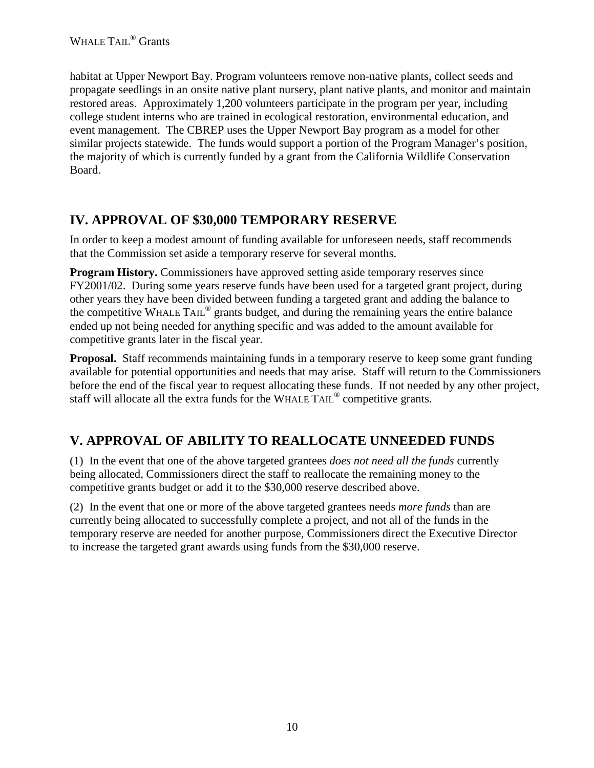habitat at Upper Newport Bay. Program volunteers remove non-native plants, collect seeds and propagate seedlings in an onsite native plant nursery, plant native plants, and monitor and maintain restored areas. Approximately 1,200 volunteers participate in the program per year, including college student interns who are trained in ecological restoration, environmental education, and event management. The CBREP uses the Upper Newport Bay program as a model for other similar projects statewide. The funds would support a portion of the Program Manager's position, the majority of which is currently funded by a grant from the California Wildlife Conservation Board.

## IV. APPROVAL OF $30,000 TEMPORARY RESERVE

In order to keep a modest amount of funding available for unforeseen needs, staff recommends that the Commission set aside a temporary reserve for several months.

**Program History.** Commissioners have approved setting aside temporary reserves since FY2001/02. During some years reserve funds have been used for a targeted grant project, during other years they have been divided between funding a targeted grant and adding the balance to the competitive WHALE TAIL® grants budget, and during the remaining years the entire balance ended up not being needed for anything specific and was added to the amount available for competitive grants later in the fiscal year.

**Proposal.** Staff recommends maintaining funds in a temporary reserve to keep some grant funding available for potential opportunities and needs that may arise. Staff will return to the Commissioners before the end of the fiscal year to request allocating these funds. If not needed by any other project, staff will allocate all the extra funds for the WHALE TAIL® competitive grants.

## V. APPROVAL OF ABILITY TO REALLOCATE UNNEEDED FUNDS

(1) In the event that one of the above targeted grantees *does not need all the funds* currently being allocated, Commissioners direct the staff to reallocate the remaining money to the competitive grants budget or add it to the $30,000 reserve described above.

(2) In the event that one or more of the above targeted grantees needs *more funds* than are currently being allocated to successfully complete a project, and not all of the funds in the temporary reserve are needed for another purpose, Commissioners direct the Executive Director to increase the targeted grant awards using funds from the $30,000 reserve.